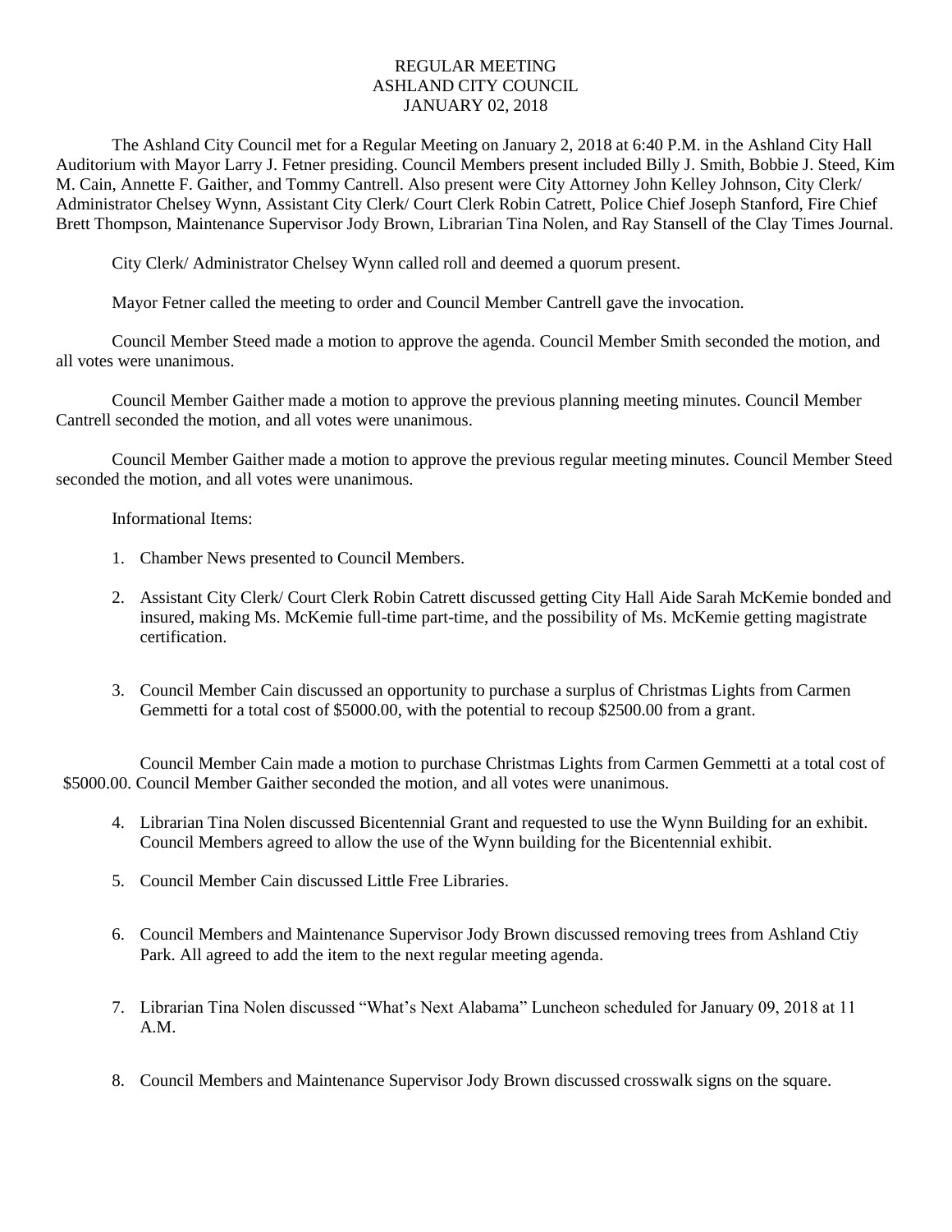# REGULAR MEETING
# ASHLAND CITY COUNCIL
# JANUARY 02, 2018

The Ashland City Council met for a Regular Meeting on January 2, 2018 at 6:40 P.M. in the Ashland City Hall Auditorium with Mayor Larry J. Fetner presiding. Council Members present included Billy J. Smith, Bobbie J. Steed, Kim M. Cain, Annette F. Gaither, and Tommy Cantrell. Also present were City Attorney John Kelley Johnson, City Clerk/ Administrator Chelsey Wynn, Assistant City Clerk/ Court Clerk Robin Catrett, Police Chief Joseph Stanford, Fire Chief Brett Thompson, Maintenance Supervisor Jody Brown, Librarian Tina Nolen, and Ray Stansell of the Clay Times Journal.

City Clerk/ Administrator Chelsey Wynn called roll and deemed a quorum present.

Mayor Fetner called the meeting to order and Council Member Cantrell gave the invocation.

Council Member Steed made a motion to approve the agenda. Council Member Smith seconded the motion, and all votes were unanimous.

Council Member Gaither made a motion to approve the previous planning meeting minutes. Council Member Cantrell seconded the motion, and all votes were unanimous.

Council Member Gaither made a motion to approve the previous regular meeting minutes. Council Member Steed seconded the motion, and all votes were unanimous.

Informational Items:

1. Chamber News presented to Council Members.
2. Assistant City Clerk/ Court Clerk Robin Catrett discussed getting City Hall Aide Sarah McKemie bonded and insured, making Ms. McKemie full-time part-time, and the possibility of Ms. McKemie getting magistrate certification.
3. Council Member Cain discussed an opportunity to purchase a surplus of Christmas Lights from Carmen Gemmetti for a total cost of $5000.00, with the potential to recoup $2500.00 from a grant.

Council Member Cain made a motion to purchase Christmas Lights from Carmen Gemmetti at a total cost of $5000.00. Council Member Gaither seconded the motion, and all votes were unanimous.

4. Librarian Tina Nolen discussed Bicentennial Grant and requested to use the Wynn Building for an exhibit. Council Members agreed to allow the use of the Wynn building for the Bicentennial exhibit.
5. Council Member Cain discussed Little Free Libraries.
6. Council Members and Maintenance Supervisor Jody Brown discussed removing trees from Ashland Ctiy Park. All agreed to add the item to the next regular meeting agenda.
7. Librarian Tina Nolen discussed "What's Next Alabama" Luncheon scheduled for January 09, 2018 at 11 A.M.
8. Council Members and Maintenance Supervisor Jody Brown discussed crosswalk signs on the square.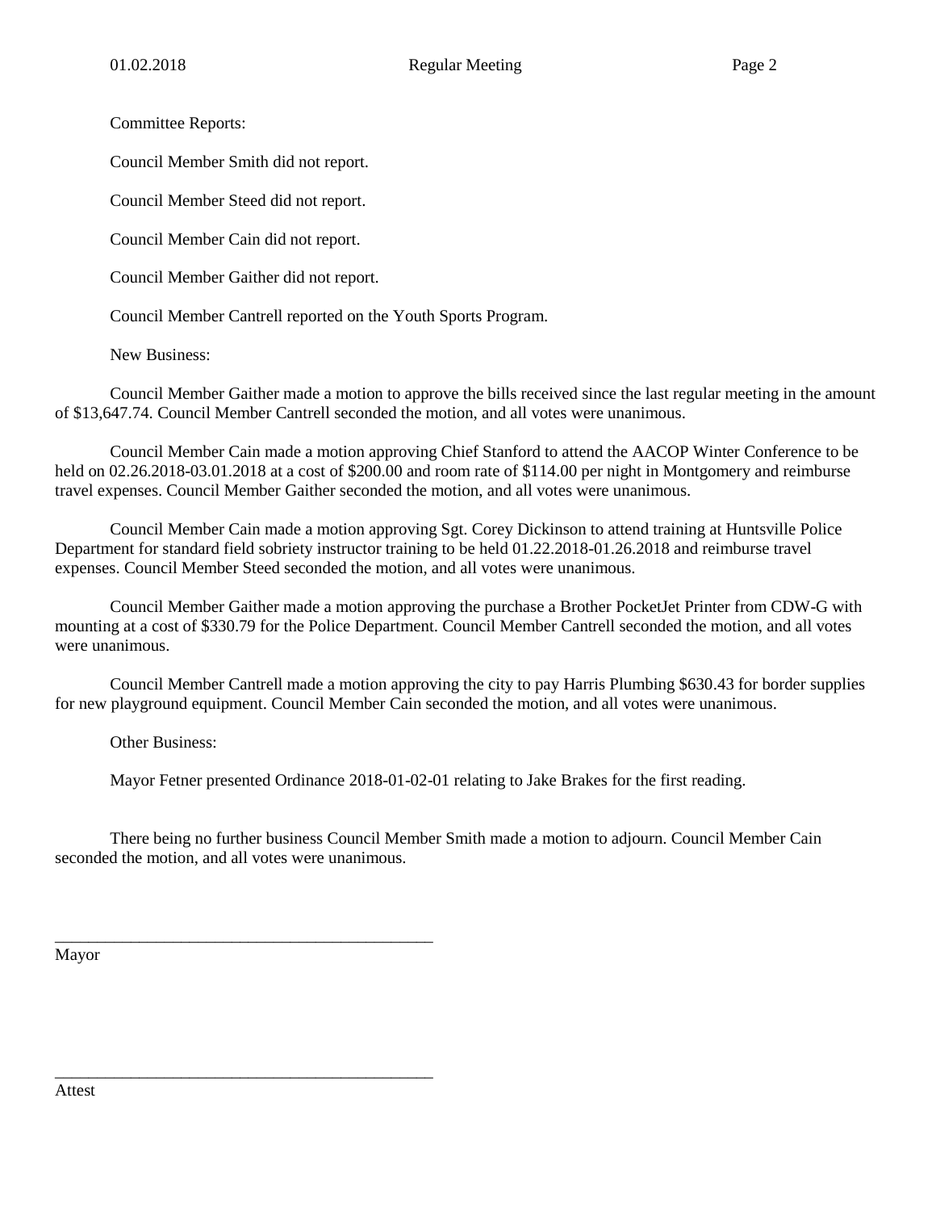Committee Reports:

Council Member Smith did not report.

Council Member Steed did not report.

Council Member Cain did not report.

Council Member Gaither did not report.

Council Member Cantrell reported on the Youth Sports Program.

New Business:

Council Member Gaither made a motion to approve the bills received since the last regular meeting in the amount of $13,647.74. Council Member Cantrell seconded the motion, and all votes were unanimous.

Council Member Cain made a motion approving Chief Stanford to attend the AACOP Winter Conference to be held on 02.26.2018-03.01.2018 at a cost of $200.00 and room rate of $114.00 per night in Montgomery and reimburse travel expenses. Council Member Gaither seconded the motion, and all votes were unanimous.

Council Member Cain made a motion approving Sgt. Corey Dickinson to attend training at Huntsville Police Department for standard field sobriety instructor training to be held 01.22.2018-01.26.2018 and reimburse travel expenses. Council Member Steed seconded the motion, and all votes were unanimous.

Council Member Gaither made a motion approving the purchase a Brother PocketJet Printer from CDW-G with mounting at a cost of $330.79 for the Police Department. Council Member Cantrell seconded the motion, and all votes were unanimous.

Council Member Cantrell made a motion approving the city to pay Harris Plumbing $630.43 for border supplies for new playground equipment. Council Member Cain seconded the motion, and all votes were unanimous.

Other Business:

Mayor Fetner presented Ordinance 2018-01-02-01 relating to Jake Brakes for the first reading.

There being no further business Council Member Smith made a motion to adjourn. Council Member Cain seconded the motion, and all votes were unanimous.

______________________________________________
Mayor

______________________________________________
Attest